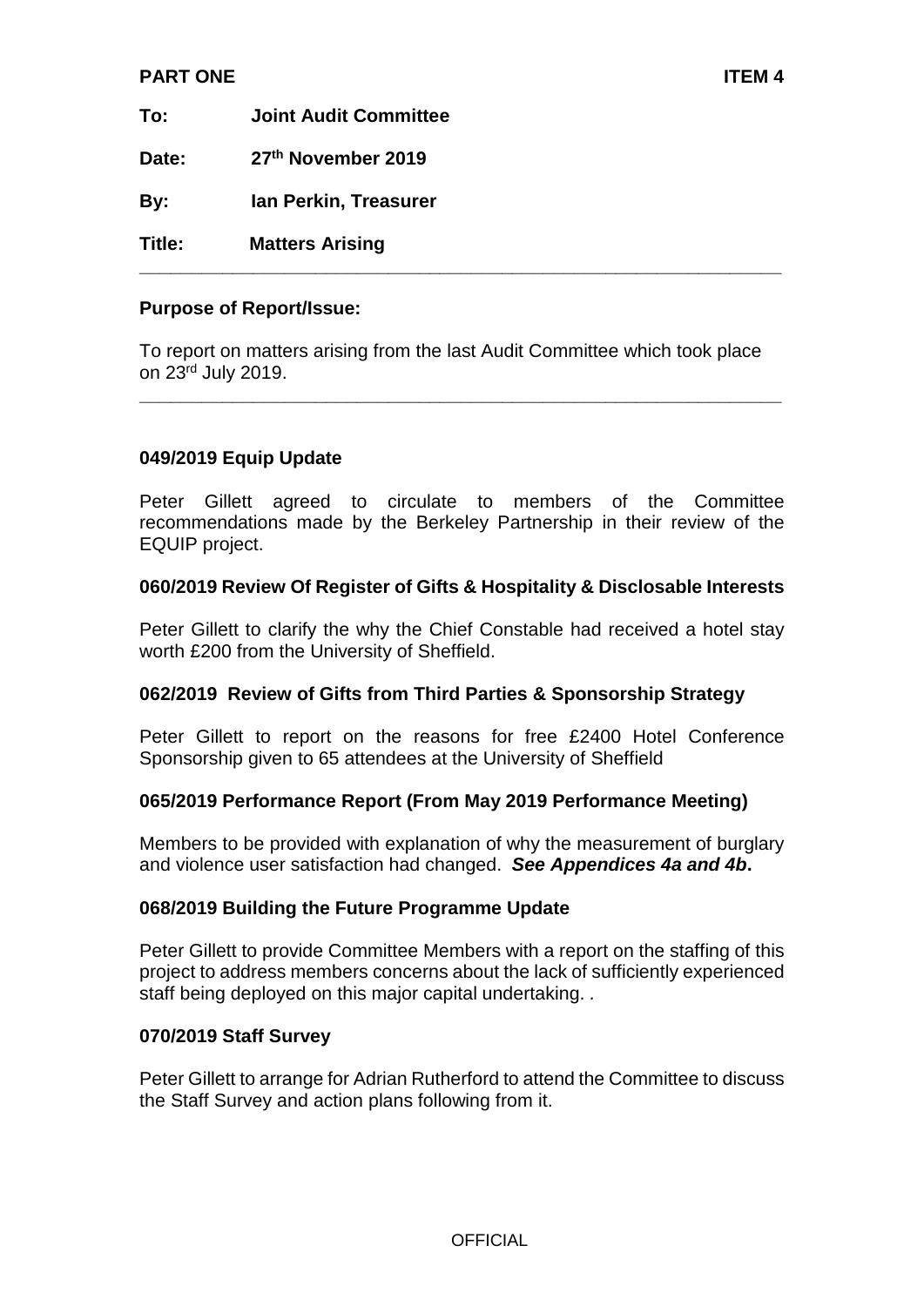**PART ONE** **ITEM 4**

**To:** **Joint Audit Committee**

**Date:** **27th November 2019**

**By:** **Ian Perkin, Treasurer**

**Title:** **Matters Arising**

---

**Purpose of Report/Issue:**

To report on matters arising from the last Audit Committee which took place on 23rd July 2019.

---

**049/2019 Equip Update**

Peter Gillett agreed to circulate to members of the Committee recommendations made by the Berkeley Partnership in their review of the EQUIP project.

**060/2019 Review Of Register of Gifts & Hospitality & Disclosable Interests**

Peter Gillett to clarify the why the Chief Constable had received a hotel stay worth £200 from the University of Sheffield.

**062/2019 Review of Gifts from Third Parties & Sponsorship Strategy**

Peter Gillett to report on the reasons for free £2400 Hotel Conference Sponsorship given to 65 attendees at the University of Sheffield

**065/2019 Performance Report (From May 2019 Performance Meeting)**

Members to be provided with explanation of why the measurement of burglary and violence user satisfaction had changed. ***See Appendices 4a and 4b*.**

**068/2019 Building the Future Programme Update**

Peter Gillett to provide Committee Members with a report on the staffing of this project to address members concerns about the lack of sufficiently experienced staff being deployed on this major capital undertaking. .

**070/2019 Staff Survey**

Peter Gillett to arrange for Adrian Rutherford to attend the Committee to discuss the Staff Survey and action plans following from it.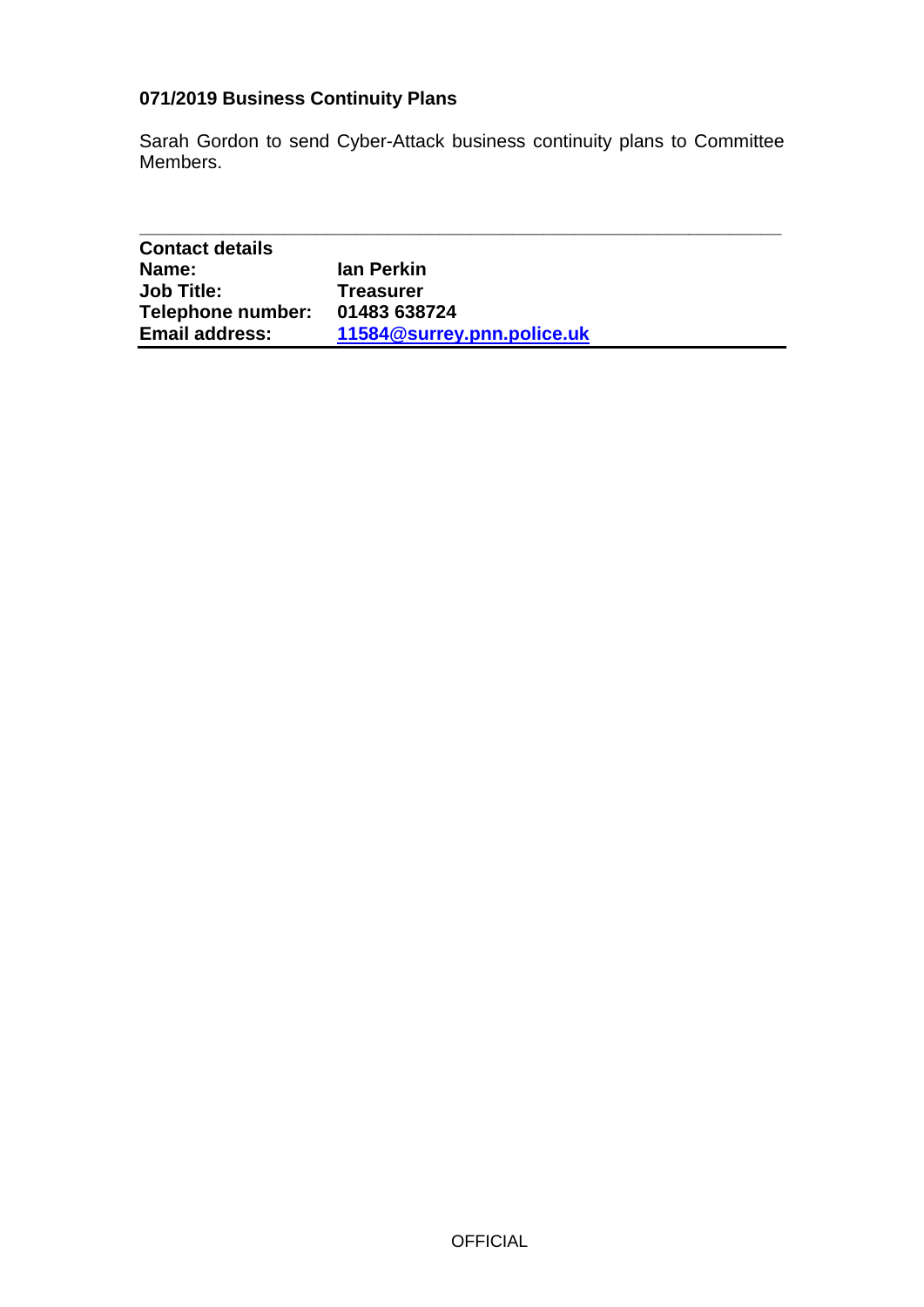**071/2019 Business Continuity Plans**

Sarah Gordon to send Cyber-Attack business continuity plans to Committee Members.

---

| | |
|---|---|
| **Contact details** | |
| **Name:** | **Ian Perkin** |
| **Job Title:** | **Treasurer** |
| **Telephone number:** | **01483 638724** |
| **Email address:** | **11584@surrey.pnn.police.uk** |

OFFICIAL